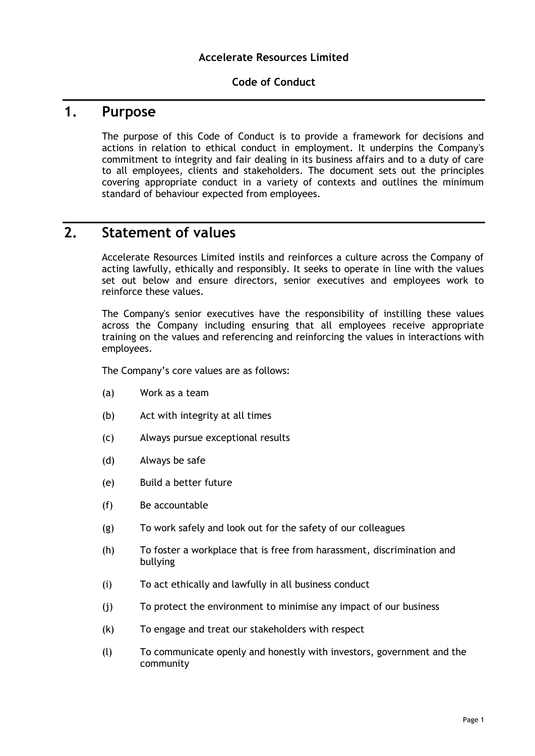**Accelerate Resources Limited**

**Code of Conduct**

# 1. Purpose

The purpose of this Code of Conduct is to provide a framework for decisions and actions in relation to ethical conduct in employment. It underpins the Company's commitment to integrity and fair dealing in its business affairs and to a duty of care to all employees, clients and stakeholders. The document sets out the principles covering appropriate conduct in a variety of contexts and outlines the minimum standard of behaviour expected from employees.

# 2. Statement of values

Accelerate Resources Limited instils and reinforces a culture across the Company of acting lawfully, ethically and responsibly. It seeks to operate in line with the values set out below and ensure directors, senior executives and employees work to reinforce these values.

The Company's senior executives have the responsibility of instilling these values across the Company including ensuring that all employees receive appropriate training on the values and referencing and reinforcing the values in interactions with employees.

The Company's core values are as follows:

(a) Work as a team

(b) Act with integrity at all times

(c) Always pursue exceptional results

(d) Always be safe

(e) Build a better future

(f) Be accountable

(g) To work safely and look out for the safety of our colleagues

(h) To foster a workplace that is free from harassment, discrimination and bullying

(i) To act ethically and lawfully in all business conduct

(j) To protect the environment to minimise any impact of our business

(k) To engage and treat our stakeholders with respect

(l) To communicate openly and honestly with investors, government and the community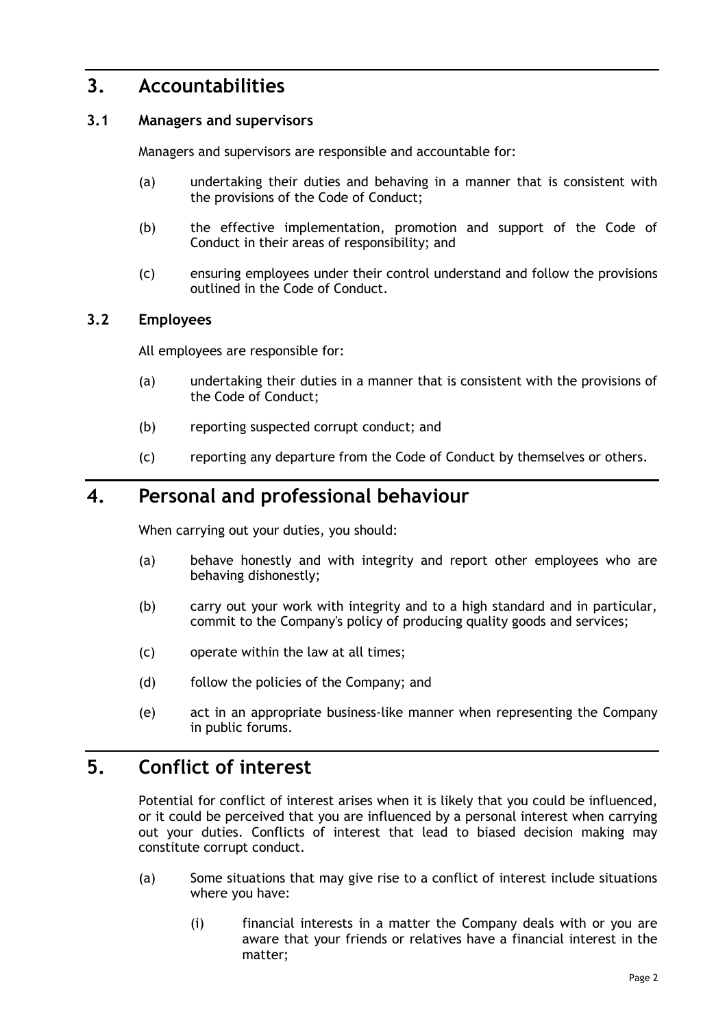# 3. Accountabilities

## 3.1 Managers and supervisors

Managers and supervisors are responsible and accountable for:

(a) undertaking their duties and behaving in a manner that is consistent with the provisions of the Code of Conduct;

(b) the effective implementation, promotion and support of the Code of Conduct in their areas of responsibility; and

(c) ensuring employees under their control understand and follow the provisions outlined in the Code of Conduct.

## 3.2 Employees

All employees are responsible for:

(a) undertaking their duties in a manner that is consistent with the provisions of the Code of Conduct;

(b) reporting suspected corrupt conduct; and

(c) reporting any departure from the Code of Conduct by themselves or others.

# 4. Personal and professional behaviour

When carrying out your duties, you should:

(a) behave honestly and with integrity and report other employees who are behaving dishonestly;

(b) carry out your work with integrity and to a high standard and in particular, commit to the Company's policy of producing quality goods and services;

(c) operate within the law at all times;

(d) follow the policies of the Company; and

(e) act in an appropriate business-like manner when representing the Company in public forums.

# 5. Conflict of interest

Potential for conflict of interest arises when it is likely that you could be influenced, or it could be perceived that you are influenced by a personal interest when carrying out your duties. Conflicts of interest that lead to biased decision making may constitute corrupt conduct.

(a) Some situations that may give rise to a conflict of interest include situations where you have:

  (i) financial interests in a matter the Company deals with or you are aware that your friends or relatives have a financial interest in the matter;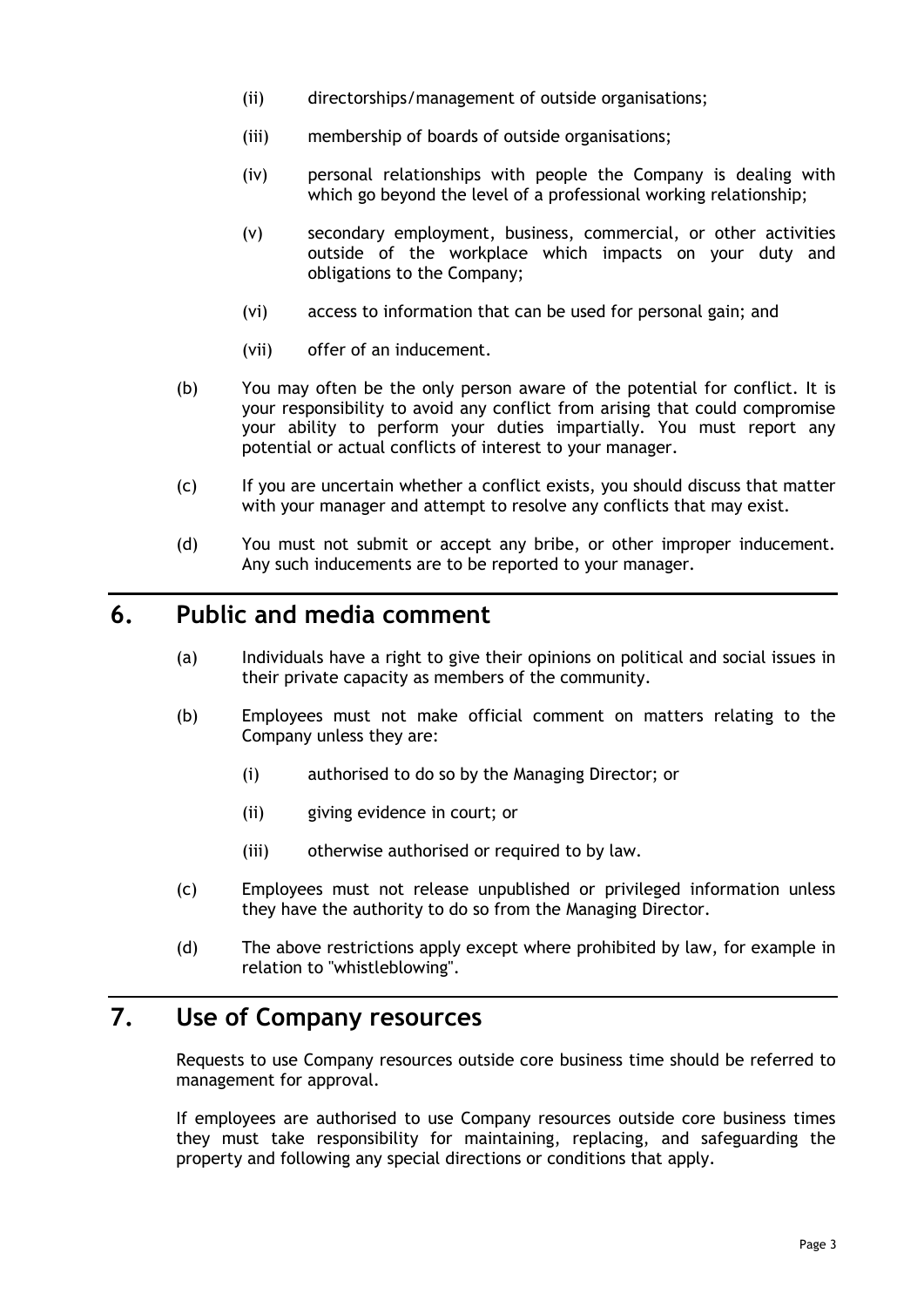(ii) directorships/management of outside organisations;

(iii) membership of boards of outside organisations;

(iv) personal relationships with people the Company is dealing with which go beyond the level of a professional working relationship;

(v) secondary employment, business, commercial, or other activities outside of the workplace which impacts on your duty and obligations to the Company;

(vi) access to information that can be used for personal gain; and

(vii) offer of an inducement.

(b) You may often be the only person aware of the potential for conflict. It is your responsibility to avoid any conflict from arising that could compromise your ability to perform your duties impartially. You must report any potential or actual conflicts of interest to your manager.

(c) If you are uncertain whether a conflict exists, you should discuss that matter with your manager and attempt to resolve any conflicts that may exist.

(d) You must not submit or accept any bribe, or other improper inducement. Any such inducements are to be reported to your manager.

## 6. Public and media comment

(a) Individuals have a right to give their opinions on political and social issues in their private capacity as members of the community.

(b) Employees must not make official comment on matters relating to the Company unless they are:

(i) authorised to do so by the Managing Director; or

(ii) giving evidence in court; or

(iii) otherwise authorised or required to by law.

(c) Employees must not release unpublished or privileged information unless they have the authority to do so from the Managing Director.

(d) The above restrictions apply except where prohibited by law, for example in relation to "whistleblowing".

## 7. Use of Company resources

Requests to use Company resources outside core business time should be referred to management for approval.

If employees are authorised to use Company resources outside core business times they must take responsibility for maintaining, replacing, and safeguarding the property and following any special directions or conditions that apply.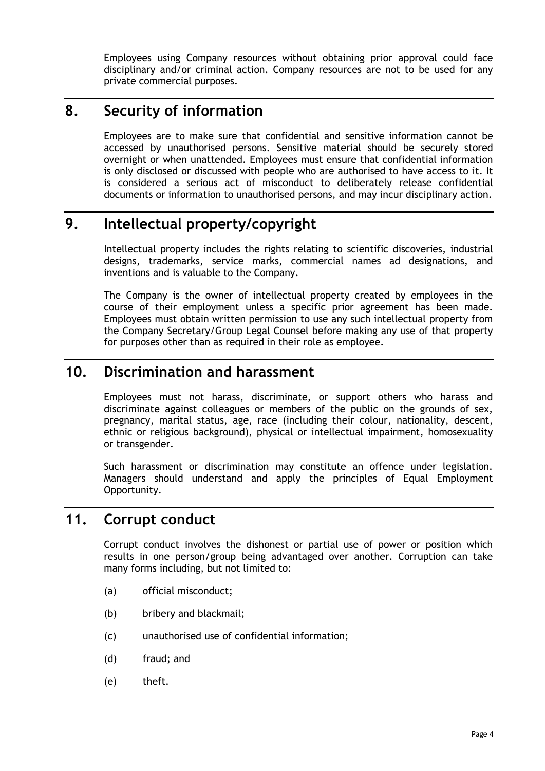Employees using Company resources without obtaining prior approval could face disciplinary and/or criminal action. Company resources are not to be used for any private commercial purposes.

## 8. Security of information

Employees are to make sure that confidential and sensitive information cannot be accessed by unauthorised persons. Sensitive material should be securely stored overnight or when unattended. Employees must ensure that confidential information is only disclosed or discussed with people who are authorised to have access to it. It is considered a serious act of misconduct to deliberately release confidential documents or information to unauthorised persons, and may incur disciplinary action.

## 9. Intellectual property/copyright

Intellectual property includes the rights relating to scientific discoveries, industrial designs, trademarks, service marks, commercial names ad designations, and inventions and is valuable to the Company.

The Company is the owner of intellectual property created by employees in the course of their employment unless a specific prior agreement has been made. Employees must obtain written permission to use any such intellectual property from the Company Secretary/Group Legal Counsel before making any use of that property for purposes other than as required in their role as employee.

## 10. Discrimination and harassment

Employees must not harass, discriminate, or support others who harass and discriminate against colleagues or members of the public on the grounds of sex, pregnancy, marital status, age, race (including their colour, nationality, descent, ethnic or religious background), physical or intellectual impairment, homosexuality or transgender.

Such harassment or discrimination may constitute an offence under legislation. Managers should understand and apply the principles of Equal Employment Opportunity.

## 11. Corrupt conduct

Corrupt conduct involves the dishonest or partial use of power or position which results in one person/group being advantaged over another. Corruption can take many forms including, but not limited to:

(a) official misconduct;

(b) bribery and blackmail;

(c) unauthorised use of confidential information;

(d) fraud; and

(e) theft.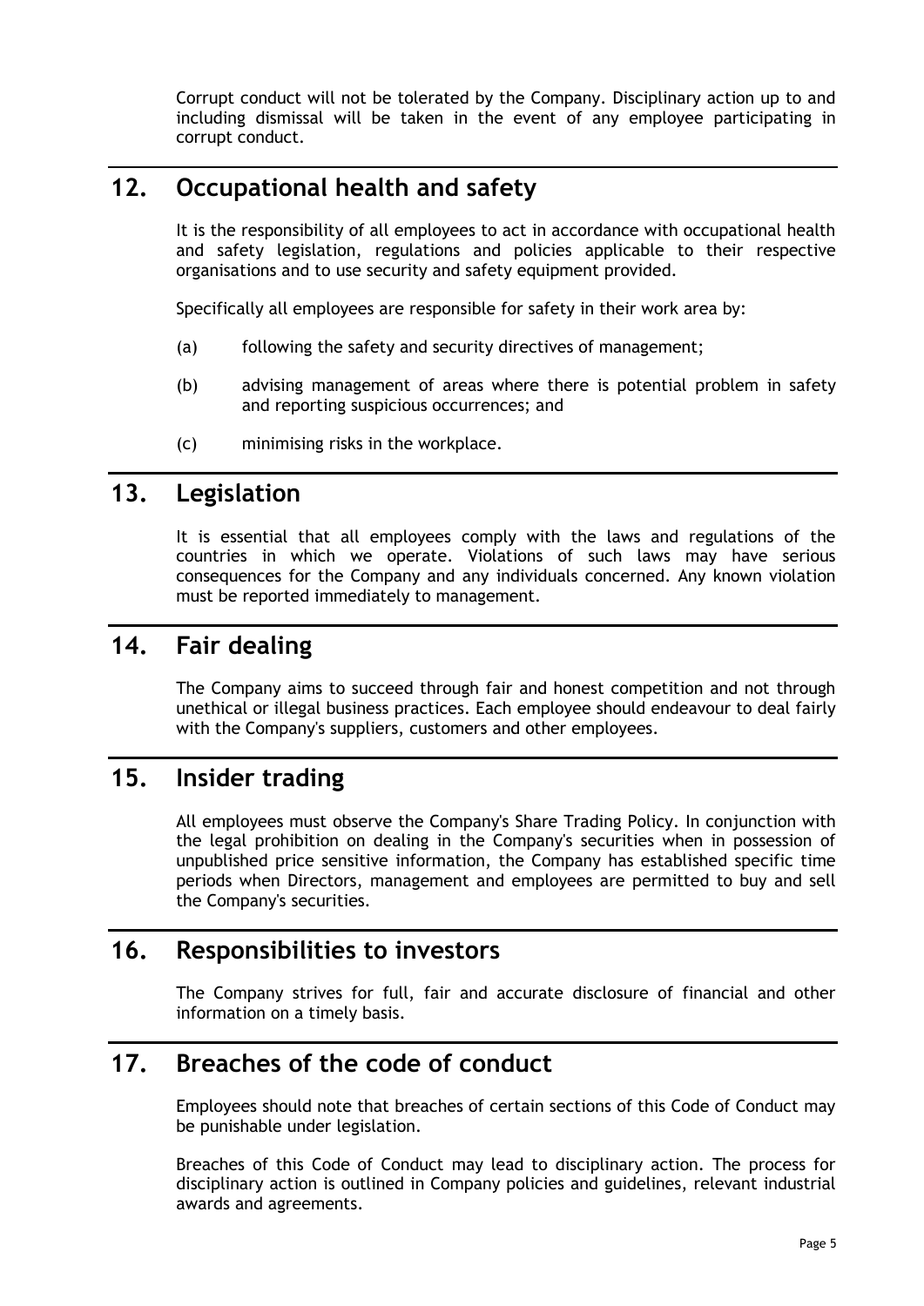Corrupt conduct will not be tolerated by the Company. Disciplinary action up to and including dismissal will be taken in the event of any employee participating in corrupt conduct.

## 12. Occupational health and safety

It is the responsibility of all employees to act in accordance with occupational health and safety legislation, regulations and policies applicable to their respective organisations and to use security and safety equipment provided.

Specifically all employees are responsible for safety in their work area by:

(a) following the safety and security directives of management;

(b) advising management of areas where there is potential problem in safety and reporting suspicious occurrences; and

(c) minimising risks in the workplace.

## 13. Legislation

It is essential that all employees comply with the laws and regulations of the countries in which we operate. Violations of such laws may have serious consequences for the Company and any individuals concerned. Any known violation must be reported immediately to management.

## 14. Fair dealing

The Company aims to succeed through fair and honest competition and not through unethical or illegal business practices. Each employee should endeavour to deal fairly with the Company's suppliers, customers and other employees.

## 15. Insider trading

All employees must observe the Company's Share Trading Policy. In conjunction with the legal prohibition on dealing in the Company's securities when in possession of unpublished price sensitive information, the Company has established specific time periods when Directors, management and employees are permitted to buy and sell the Company's securities.

## 16. Responsibilities to investors

The Company strives for full, fair and accurate disclosure of financial and other information on a timely basis.

## 17. Breaches of the code of conduct

Employees should note that breaches of certain sections of this Code of Conduct may be punishable under legislation.

Breaches of this Code of Conduct may lead to disciplinary action. The process for disciplinary action is outlined in Company policies and guidelines, relevant industrial awards and agreements.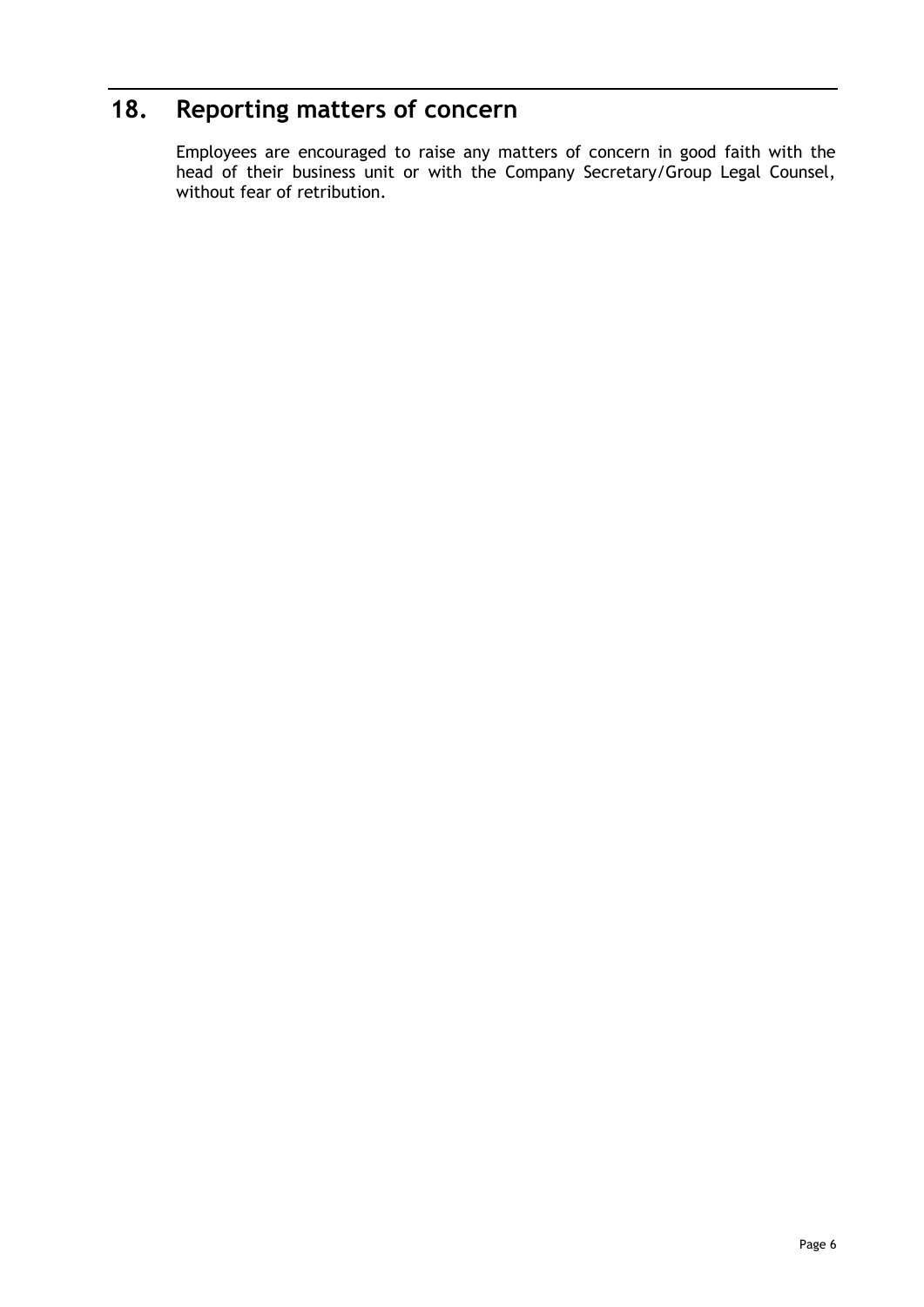## 18. Reporting matters of concern

Employees are encouraged to raise any matters of concern in good faith with the head of their business unit or with the Company Secretary/Group Legal Counsel, without fear of retribution.